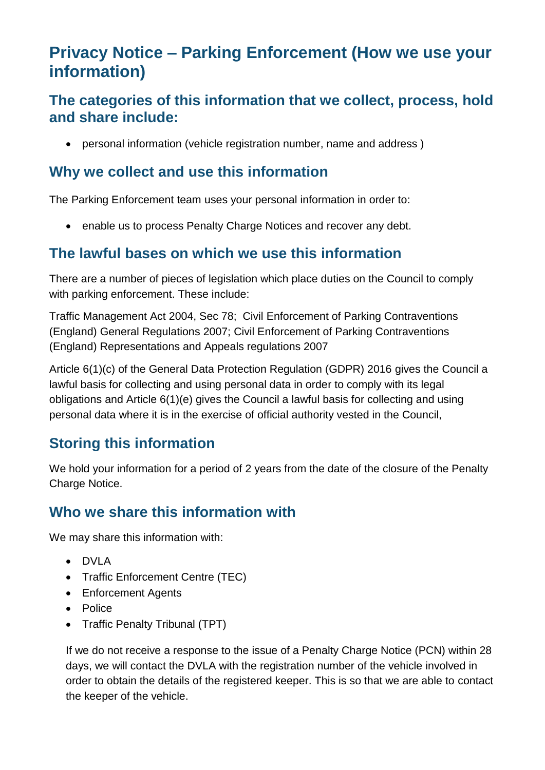# Privacy Notice – Parking Enforcement (How we use your information)

## The categories of this information that we collect, process, hold and share include:

- personal information (vehicle registration number, name and address )

## Why we collect and use this information

The Parking Enforcement team uses your personal information in order to:

- enable us to process Penalty Charge Notices and recover any debt.

## The lawful bases on which we use this information

There are a number of pieces of legislation which place duties on the Council to comply with parking enforcement. These include:

Traffic Management Act 2004, Sec 78; Civil Enforcement of Parking Contraventions (England) General Regulations 2007; Civil Enforcement of Parking Contraventions (England) Representations and Appeals regulations 2007

Article 6(1)(c) of the General Data Protection Regulation (GDPR) 2016 gives the Council a lawful basis for collecting and using personal data in order to comply with its legal obligations and Article 6(1)(e) gives the Council a lawful basis for collecting and using personal data where it is in the exercise of official authority vested in the Council,

## Storing this information

We hold your information for a period of 2 years from the date of the closure of the Penalty Charge Notice.

## Who we share this information with

We may share this information with:

- DVLA
- Traffic Enforcement Centre (TEC)
- Enforcement Agents
- Police
- Traffic Penalty Tribunal (TPT)

If we do not receive a response to the issue of a Penalty Charge Notice (PCN) within 28 days, we will contact the DVLA with the registration number of the vehicle involved in order to obtain the details of the registered keeper. This is so that we are able to contact the keeper of the vehicle.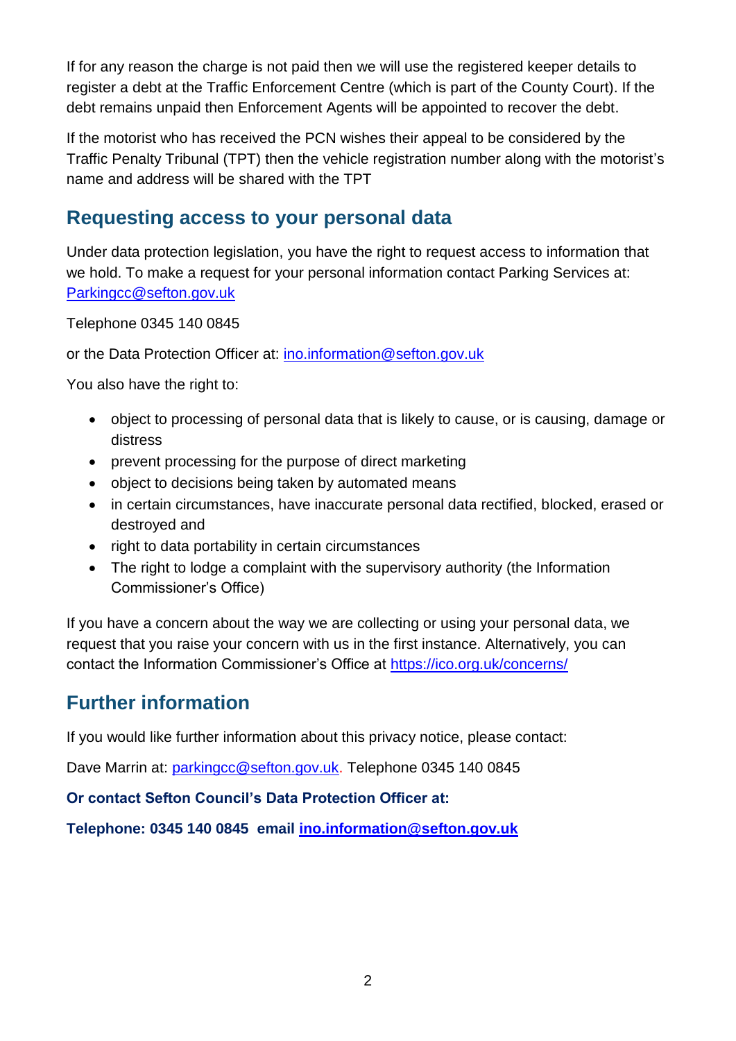If for any reason the charge is not paid then we will use the registered keeper details to register a debt at the Traffic Enforcement Centre (which is part of the County Court). If the debt remains unpaid then Enforcement Agents will be appointed to recover the debt.

If the motorist who has received the PCN wishes their appeal to be considered by the Traffic Penalty Tribunal (TPT) then the vehicle registration number along with the motorist's name and address will be shared with the TPT

## Requesting access to your personal data

Under data protection legislation, you have the right to request access to information that we hold. To make a request for your personal information contact Parking Services at: Parkingcc@sefton.gov.uk

Telephone 0345 140 0845

or the Data Protection Officer at: ino.information@sefton.gov.uk

You also have the right to:

- object to processing of personal data that is likely to cause, or is causing, damage or distress
- prevent processing for the purpose of direct marketing
- object to decisions being taken by automated means
- in certain circumstances, have inaccurate personal data rectified, blocked, erased or destroyed and
- right to data portability in certain circumstances
- The right to lodge a complaint with the supervisory authority (the Information Commissioner's Office)

If you have a concern about the way we are collecting or using your personal data, we request that you raise your concern with us in the first instance. Alternatively, you can contact the Information Commissioner's Office at https://ico.org.uk/concerns/

## Further information

If you would like further information about this privacy notice, please contact:

Dave Marrin at: parkingcc@sefton.gov.uk. Telephone 0345 140 0845

**Or contact Sefton Council's Data Protection Officer at:**

**Telephone: 0345 140 0845 email ino.information@sefton.gov.uk**